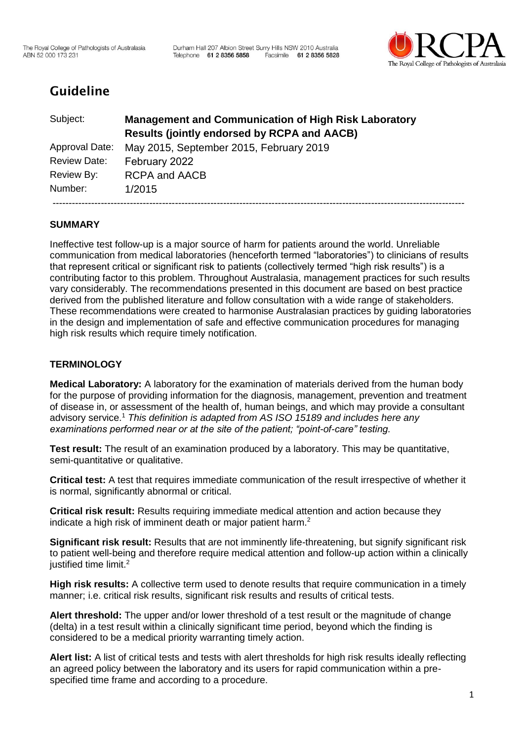The Royal College of Pathologists of Australasia
ABN 52 000 173 231

Durham Hall 207 Albion Street Surry Hills NSW 2010 Australia
Telephone 61 2 8356 5858 Facsimile 61 2 8356 5828

# Guideline

| | |
|---|---|
| Subject: | **Management and Communication of High Risk Laboratory Results (jointly endorsed by RCPA and AACB)** |
| Approval Date: | May 2015, September 2015, February 2019 |
| Review Date: | February 2022 |
| Review By: | RCPA and AACB |
| Number: | 1/2015 |

---

## SUMMARY

Ineffective test follow-up is a major source of harm for patients around the world. Unreliable communication from medical laboratories (henceforth termed "laboratories") to clinicians of results that represent critical or significant risk to patients (collectively termed "high risk results") is a contributing factor to this problem. Throughout Australasia, management practices for such results vary considerably. The recommendations presented in this document are based on best practice derived from the published literature and follow consultation with a wide range of stakeholders. These recommendations were created to harmonise Australasian practices by guiding laboratories in the design and implementation of safe and effective communication procedures for managing high risk results which require timely notification.

## TERMINOLOGY

**Medical Laboratory:** A laboratory for the examination of materials derived from the human body for the purpose of providing information for the diagnosis, management, prevention and treatment of disease in, or assessment of the health of, human beings, and which may provide a consultant advisory service.[1] *This definition is adapted from AS ISO 15189 and includes here any examinations performed near or at the site of the patient; "point-of-care" testing.*

**Test result:** The result of an examination produced by a laboratory. This may be quantitative, semi-quantitative or qualitative.

**Critical test:** A test that requires immediate communication of the result irrespective of whether it is normal, significantly abnormal or critical.

**Critical risk result:** Results requiring immediate medical attention and action because they indicate a high risk of imminent death or major patient harm.[2]

**Significant risk result:** Results that are not imminently life-threatening, but signify significant risk to patient well-being and therefore require medical attention and follow-up action within a clinically justified time limit.[2]

**High risk results:** A collective term used to denote results that require communication in a timely manner; i.e. critical risk results, significant risk results and results of critical tests.

**Alert threshold:** The upper and/or lower threshold of a test result or the magnitude of change (delta) in a test result within a clinically significant time period, beyond which the finding is considered to be a medical priority warranting timely action.

**Alert list:** A list of critical tests and tests with alert thresholds for high risk results ideally reflecting an agreed policy between the laboratory and its users for rapid communication within a pre-specified time frame and according to a procedure.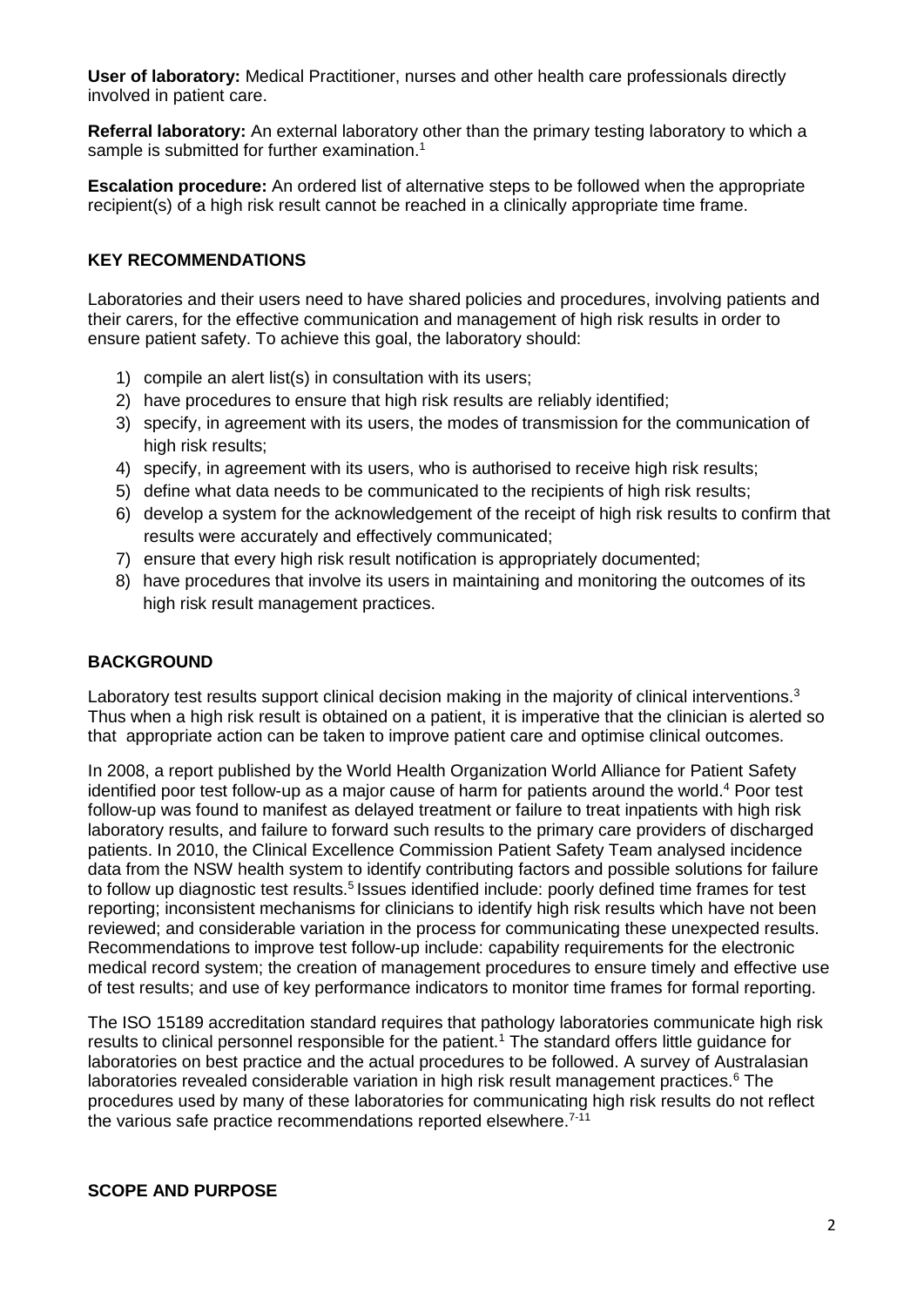**User of laboratory:** Medical Practitioner, nurses and other health care professionals directly involved in patient care.

**Referral laboratory:** An external laboratory other than the primary testing laboratory to which a sample is submitted for further examination.[1]

**Escalation procedure:** An ordered list of alternative steps to be followed when the appropriate recipient(s) of a high risk result cannot be reached in a clinically appropriate time frame.

## KEY RECOMMENDATIONS

Laboratories and their users need to have shared policies and procedures, involving patients and their carers, for the effective communication and management of high risk results in order to ensure patient safety. To achieve this goal, the laboratory should:

1) compile an alert list(s) in consultation with its users;
2) have procedures to ensure that high risk results are reliably identified;
3) specify, in agreement with its users, the modes of transmission for the communication of high risk results;
4) specify, in agreement with its users, who is authorised to receive high risk results;
5) define what data needs to be communicated to the recipients of high risk results;
6) develop a system for the acknowledgement of the receipt of high risk results to confirm that results were accurately and effectively communicated;
7) ensure that every high risk result notification is appropriately documented;
8) have procedures that involve its users in maintaining and monitoring the outcomes of its high risk result management practices.

## BACKGROUND

Laboratory test results support clinical decision making in the majority of clinical interventions.[3] Thus when a high risk result is obtained on a patient, it is imperative that the clinician is alerted so that appropriate action can be taken to improve patient care and optimise clinical outcomes.

In 2008, a report published by the World Health Organization World Alliance for Patient Safety identified poor test follow-up as a major cause of harm for patients around the world.[4] Poor test follow-up was found to manifest as delayed treatment or failure to treat inpatients with high risk laboratory results, and failure to forward such results to the primary care providers of discharged patients. In 2010, the Clinical Excellence Commission Patient Safety Team analysed incidence data from the NSW health system to identify contributing factors and possible solutions for failure to follow up diagnostic test results.[5] Issues identified include: poorly defined time frames for test reporting; inconsistent mechanisms for clinicians to identify high risk results which have not been reviewed; and considerable variation in the process for communicating these unexpected results. Recommendations to improve test follow-up include: capability requirements for the electronic medical record system; the creation of management procedures to ensure timely and effective use of test results; and use of key performance indicators to monitor time frames for formal reporting.

The ISO 15189 accreditation standard requires that pathology laboratories communicate high risk results to clinical personnel responsible for the patient.[1] The standard offers little guidance for laboratories on best practice and the actual procedures to be followed. A survey of Australasian laboratories revealed considerable variation in high risk result management practices.[6] The procedures used by many of these laboratories for communicating high risk results do not reflect the various safe practice recommendations reported elsewhere.[7-11]

## SCOPE AND PURPOSE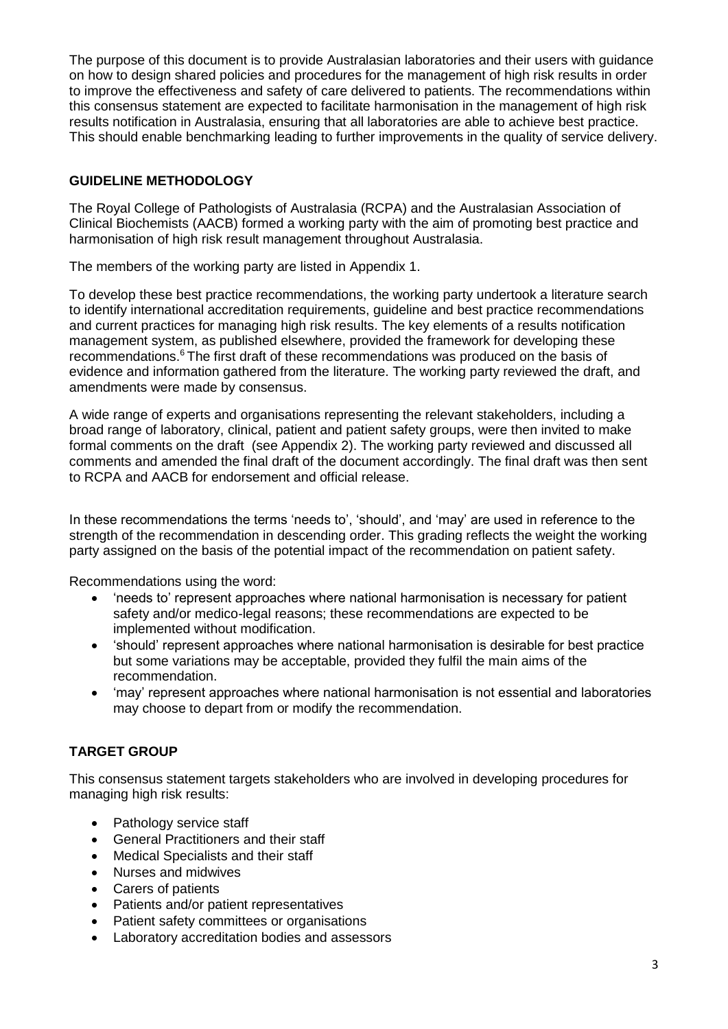The purpose of this document is to provide Australasian laboratories and their users with guidance on how to design shared policies and procedures for the management of high risk results in order to improve the effectiveness and safety of care delivered to patients. The recommendations within this consensus statement are expected to facilitate harmonisation in the management of high risk results notification in Australasia, ensuring that all laboratories are able to achieve best practice. This should enable benchmarking leading to further improvements in the quality of service delivery.

## GUIDELINE METHODOLOGY

The Royal College of Pathologists of Australasia (RCPA) and the Australasian Association of Clinical Biochemists (AACB) formed a working party with the aim of promoting best practice and harmonisation of high risk result management throughout Australasia.

The members of the working party are listed in Appendix 1.

To develop these best practice recommendations, the working party undertook a literature search to identify international accreditation requirements, guideline and best practice recommendations and current practices for managing high risk results. The key elements of a results notification management system, as published elsewhere, provided the framework for developing these recommendations.[6] The first draft of these recommendations was produced on the basis of evidence and information gathered from the literature. The working party reviewed the draft, and amendments were made by consensus.

A wide range of experts and organisations representing the relevant stakeholders, including a broad range of laboratory, clinical, patient and patient safety groups, were then invited to make formal comments on the draft (see Appendix 2). The working party reviewed and discussed all comments and amended the final draft of the document accordingly. The final draft was then sent to RCPA and AACB for endorsement and official release.

In these recommendations the terms 'needs to', 'should', and 'may' are used in reference to the strength of the recommendation in descending order. This grading reflects the weight the working party assigned on the basis of the potential impact of the recommendation on patient safety.

Recommendations using the word:

- 'needs to' represent approaches where national harmonisation is necessary for patient safety and/or medico-legal reasons; these recommendations are expected to be implemented without modification.
- 'should' represent approaches where national harmonisation is desirable for best practice but some variations may be acceptable, provided they fulfil the main aims of the recommendation.
- 'may' represent approaches where national harmonisation is not essential and laboratories may choose to depart from or modify the recommendation.

## TARGET GROUP

This consensus statement targets stakeholders who are involved in developing procedures for managing high risk results:

- Pathology service staff
- General Practitioners and their staff
- Medical Specialists and their staff
- Nurses and midwives
- Carers of patients
- Patients and/or patient representatives
- Patient safety committees or organisations
- Laboratory accreditation bodies and assessors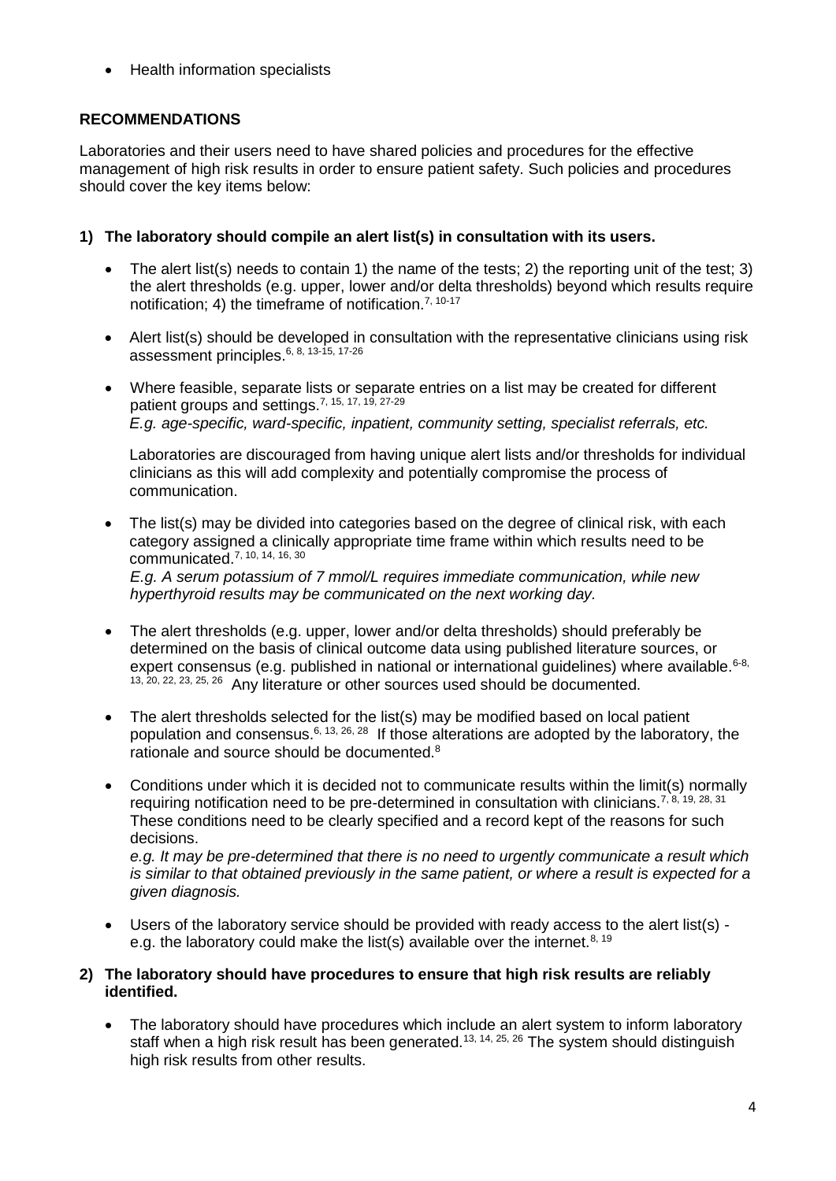- Health information specialists

## RECOMMENDATIONS

Laboratories and their users need to have shared policies and procedures for the effective management of high risk results in order to ensure patient safety. Such policies and procedures should cover the key items below:

### 1) The laboratory should compile an alert list(s) in consultation with its users.

- The alert list(s) needs to contain 1) the name of the tests; 2) the reporting unit of the test; 3) the alert thresholds (e.g. upper, lower and/or delta thresholds) beyond which results require notification; 4) the timeframe of notification.[7, 10-17]

- Alert list(s) should be developed in consultation with the representative clinicians using risk assessment principles.[6, 8, 13-15, 17-26]

- Where feasible, separate lists or separate entries on a list may be created for different patient groups and settings.[7, 15, 17, 19, 27-29]
  *E.g. age-specific, ward-specific, inpatient, community setting, specialist referrals, etc.*

  Laboratories are discouraged from having unique alert lists and/or thresholds for individual clinicians as this will add complexity and potentially compromise the process of communication.

- The list(s) may be divided into categories based on the degree of clinical risk, with each category assigned a clinically appropriate time frame within which results need to be communicated.[7, 10, 14, 16, 30]
  *E.g. A serum potassium of 7 mmol/L requires immediate communication, while new hyperthyroid results may be communicated on the next working day.*

- The alert thresholds (e.g. upper, lower and/or delta thresholds) should preferably be determined on the basis of clinical outcome data using published literature sources, or expert consensus (e.g. published in national or international guidelines) where available.[6-8, 13, 20, 22, 23, 25, 26] Any literature or other sources used should be documented.

- The alert thresholds selected for the list(s) may be modified based on local patient population and consensus.[6, 13, 26, 28] If those alterations are adopted by the laboratory, the rationale and source should be documented.[8]

- Conditions under which it is decided not to communicate results within the limit(s) normally requiring notification need to be pre-determined in consultation with clinicians.[7, 8, 19, 28, 31] These conditions need to be clearly specified and a record kept of the reasons for such decisions.
  *e.g. It may be pre-determined that there is no need to urgently communicate a result which is similar to that obtained previously in the same patient, or where a result is expected for a given diagnosis.*

- Users of the laboratory service should be provided with ready access to the alert list(s) - e.g. the laboratory could make the list(s) available over the internet.[8, 19]

### 2) The laboratory should have procedures to ensure that high risk results are reliably identified.

- The laboratory should have procedures which include an alert system to inform laboratory staff when a high risk result has been generated.[13, 14, 25, 26] The system should distinguish high risk results from other results.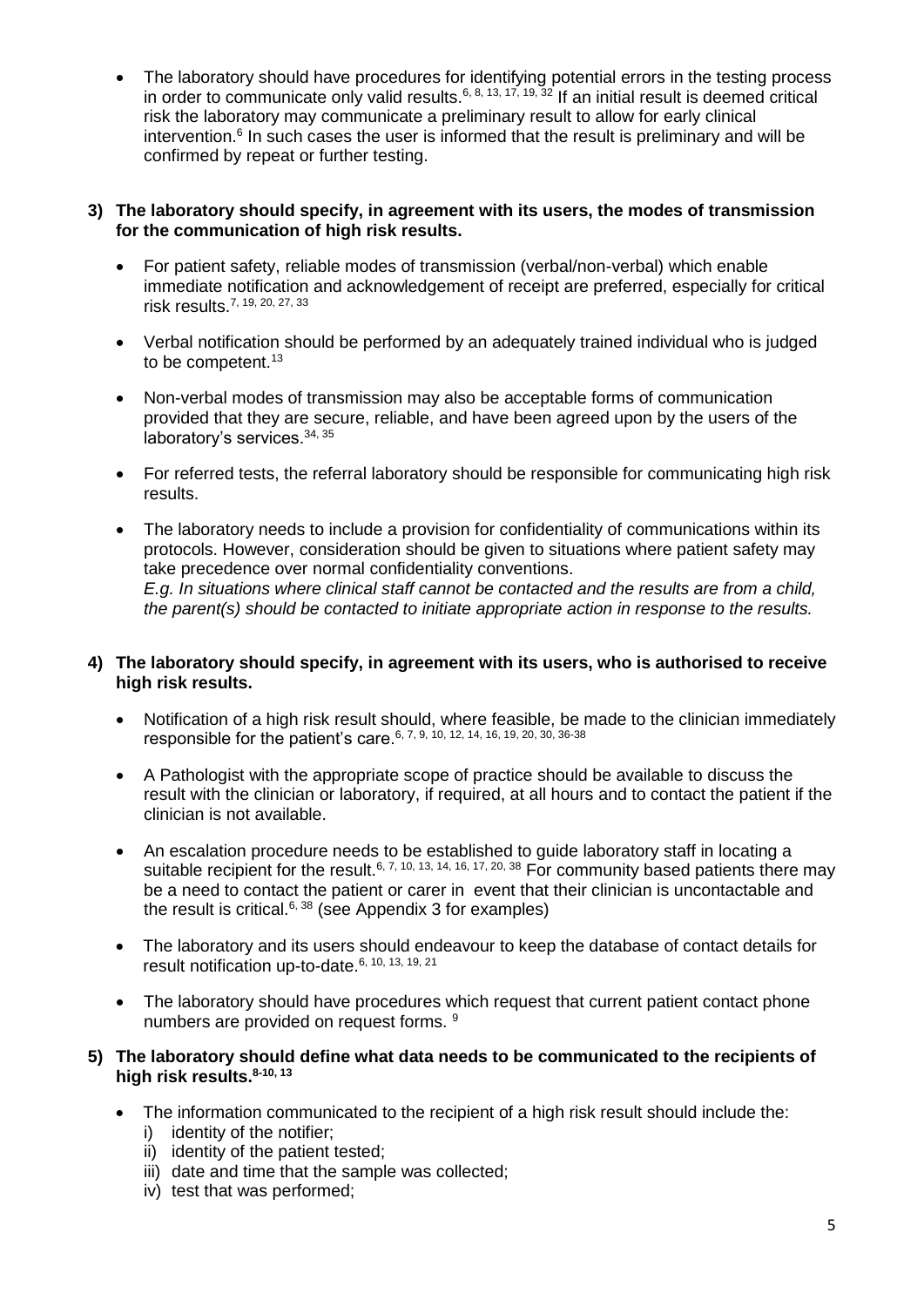- The laboratory should have procedures for identifying potential errors in the testing process in order to communicate only valid results.[6, 8, 13, 17, 19, 32] If an initial result is deemed critical risk the laboratory may communicate a preliminary result to allow for early clinical intervention.[6] In such cases the user is informed that the result is preliminary and will be confirmed by repeat or further testing.

**3) The laboratory should specify, in agreement with its users, the modes of transmission for the communication of high risk results.**

- For patient safety, reliable modes of transmission (verbal/non-verbal) which enable immediate notification and acknowledgement of receipt are preferred, especially for critical risk results.[7, 19, 20, 27, 33]
- Verbal notification should be performed by an adequately trained individual who is judged to be competent.[13]
- Non-verbal modes of transmission may also be acceptable forms of communication provided that they are secure, reliable, and have been agreed upon by the users of the laboratory's services.[34, 35]
- For referred tests, the referral laboratory should be responsible for communicating high risk results.
- The laboratory needs to include a provision for confidentiality of communications within its protocols. However, consideration should be given to situations where patient safety may take precedence over normal confidentiality conventions.
  *E.g. In situations where clinical staff cannot be contacted and the results are from a child, the parent(s) should be contacted to initiate appropriate action in response to the results.*

**4) The laboratory should specify, in agreement with its users, who is authorised to receive high risk results.**

- Notification of a high risk result should, where feasible, be made to the clinician immediately responsible for the patient's care.[6, 7, 9, 10, 12, 14, 16, 19, 20, 30, 36-38]
- A Pathologist with the appropriate scope of practice should be available to discuss the result with the clinician or laboratory, if required, at all hours and to contact the patient if the clinician is not available.
- An escalation procedure needs to be established to guide laboratory staff in locating a suitable recipient for the result.[6, 7, 10, 13, 14, 16, 17, 20, 38] For community based patients there may be a need to contact the patient or carer in event that their clinician is uncontactable and the result is critical.[6, 38] (see Appendix 3 for examples)
- The laboratory and its users should endeavour to keep the database of contact details for result notification up-to-date.[6, 10, 13, 19, 21]
- The laboratory should have procedures which request that current patient contact phone numbers are provided on request forms. [9]

**5) The laboratory should define what data needs to be communicated to the recipients of high risk results.[8-10, 13]**

- The information communicated to the recipient of a high risk result should include the:
  i) identity of the notifier;
  ii) identity of the patient tested;
  iii) date and time that the sample was collected;
  iv) test that was performed;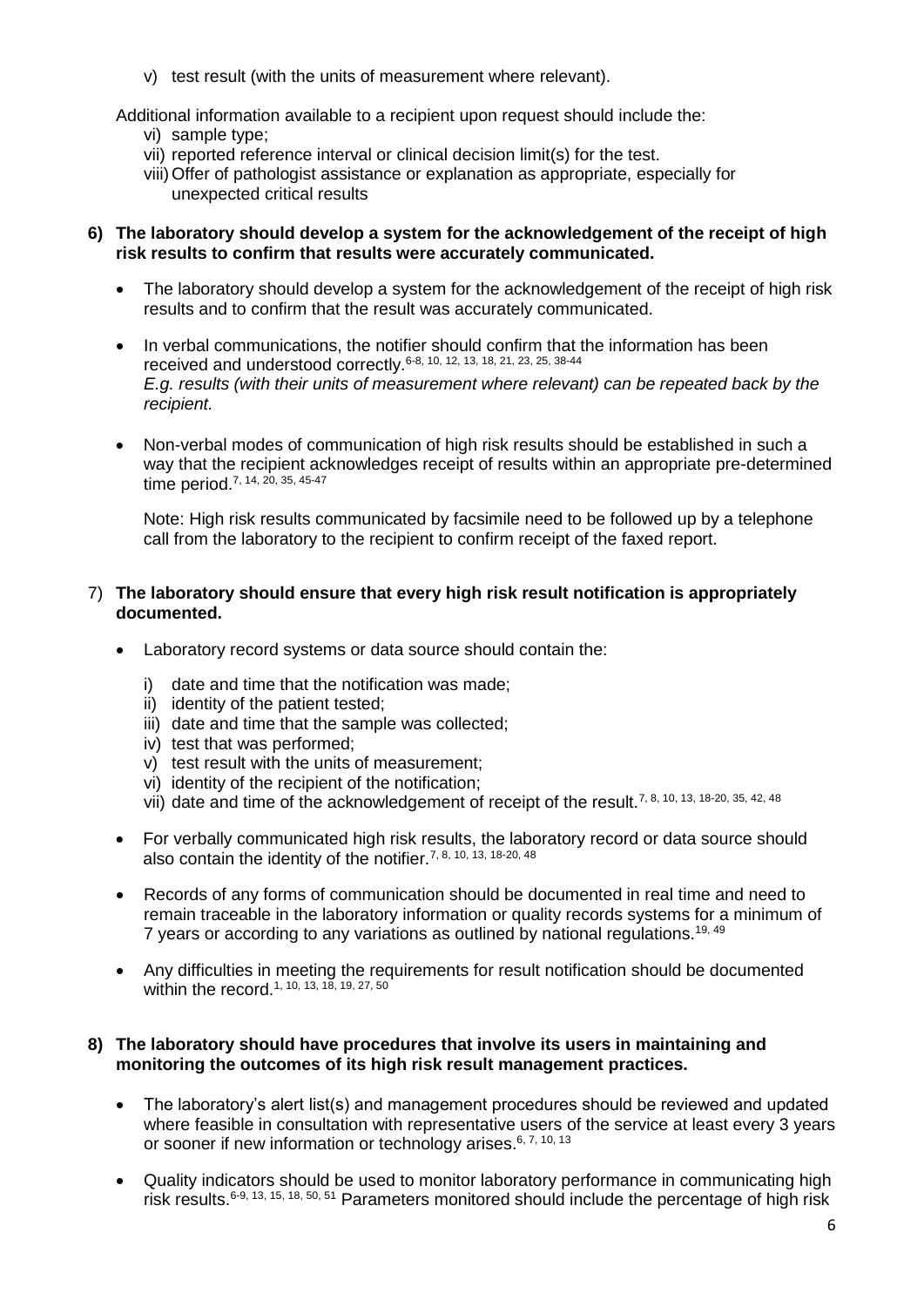v) test result (with the units of measurement where relevant).

Additional information available to a recipient upon request should include the:

vi) sample type;
vii) reported reference interval or clinical decision limit(s) for the test.
viii) Offer of pathologist assistance or explanation as appropriate, especially for unexpected critical results

**6) The laboratory should develop a system for the acknowledgement of the receipt of high risk results to confirm that results were accurately communicated.**

- The laboratory should develop a system for the acknowledgement of the receipt of high risk results and to confirm that the result was accurately communicated.
- In verbal communications, the notifier should confirm that the information has been received and understood correctly.[6-8, 10, 12, 13, 18, 21, 23, 25, 38-44]
  *E.g. results (with their units of measurement where relevant) can be repeated back by the recipient.*
- Non-verbal modes of communication of high risk results should be established in such a way that the recipient acknowledges receipt of results within an appropriate pre-determined time period.[7, 14, 20, 35, 45-47]

  Note: High risk results communicated by facsimile need to be followed up by a telephone call from the laboratory to the recipient to confirm receipt of the faxed report.

7) **The laboratory should ensure that every high risk result notification is appropriately documented.**

- Laboratory record systems or data source should contain the:
  i) date and time that the notification was made;
  ii) identity of the patient tested;
  iii) date and time that the sample was collected;
  iv) test that was performed;
  v) test result with the units of measurement;
  vi) identity of the recipient of the notification;
  vii) date and time of the acknowledgement of receipt of the result.[7, 8, 10, 13, 18-20, 35, 42, 48]
- For verbally communicated high risk results, the laboratory record or data source should also contain the identity of the notifier.[7, 8, 10, 13, 18-20, 48]
- Records of any forms of communication should be documented in real time and need to remain traceable in the laboratory information or quality records systems for a minimum of 7 years or according to any variations as outlined by national regulations.[19, 49]
- Any difficulties in meeting the requirements for result notification should be documented within the record.[1, 10, 13, 18, 19, 27, 50]

**8) The laboratory should have procedures that involve its users in maintaining and monitoring the outcomes of its high risk result management practices.**

- The laboratory's alert list(s) and management procedures should be reviewed and updated where feasible in consultation with representative users of the service at least every 3 years or sooner if new information or technology arises.[6, 7, 10, 13]
- Quality indicators should be used to monitor laboratory performance in communicating high risk results.[6-9, 13, 15, 18, 50, 51] Parameters monitored should include the percentage of high risk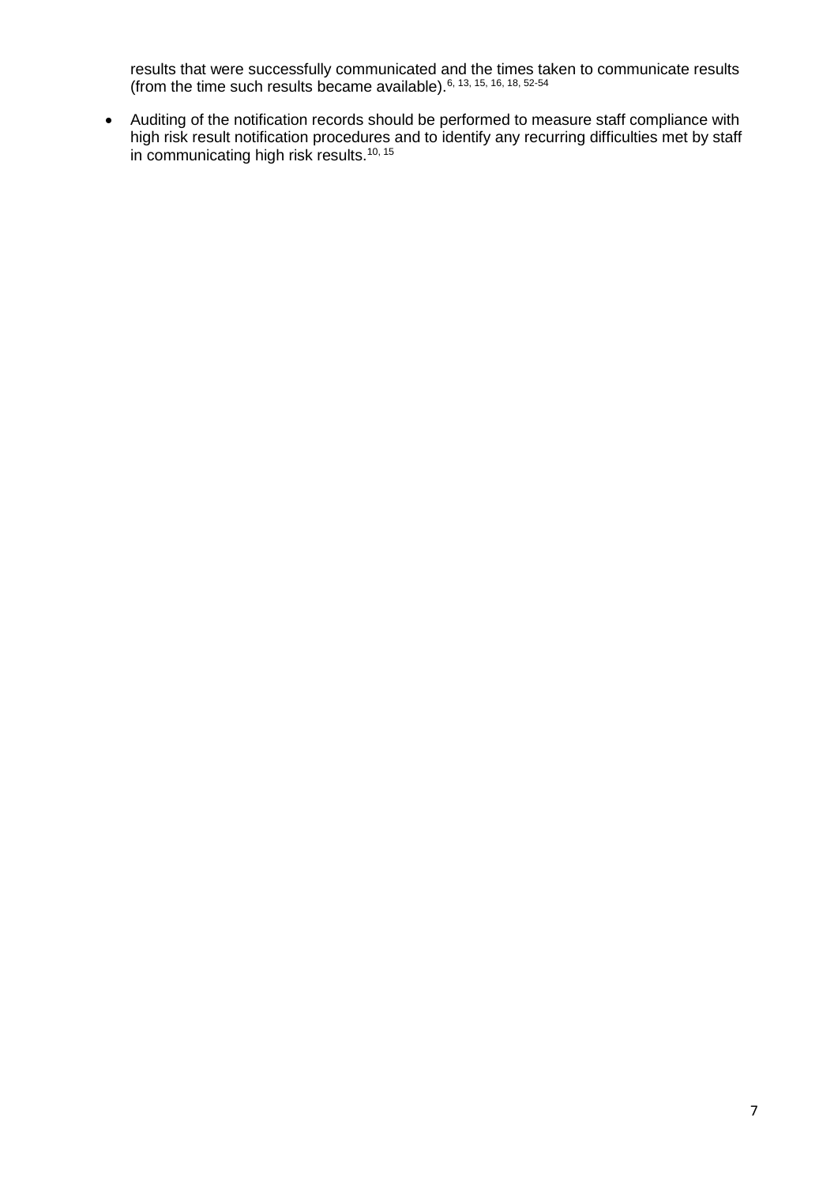results that were successfully communicated and the times taken to communicate results (from the time such results became available).[6, 13, 15, 16, 18, 52-54]

- Auditing of the notification records should be performed to measure staff compliance with high risk result notification procedures and to identify any recurring difficulties met by staff in communicating high risk results.[10, 15]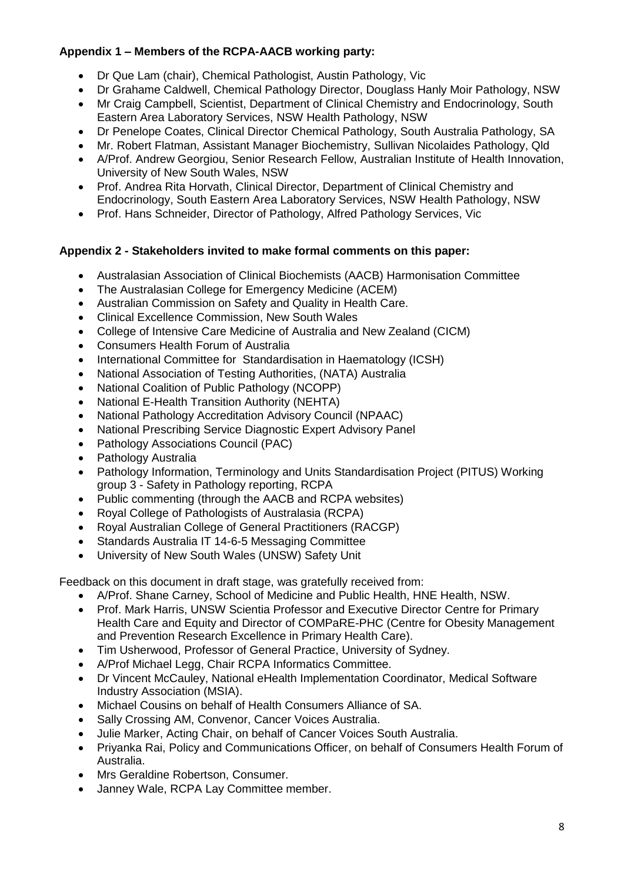**Appendix 1 – Members of the RCPA-AACB working party:**

- Dr Que Lam (chair), Chemical Pathologist, Austin Pathology, Vic
- Dr Grahame Caldwell, Chemical Pathology Director, Douglass Hanly Moir Pathology, NSW
- Mr Craig Campbell, Scientist, Department of Clinical Chemistry and Endocrinology, South Eastern Area Laboratory Services, NSW Health Pathology, NSW
- Dr Penelope Coates, Clinical Director Chemical Pathology, South Australia Pathology, SA
- Mr. Robert Flatman, Assistant Manager Biochemistry, Sullivan Nicolaides Pathology, Qld
- A/Prof. Andrew Georgiou, Senior Research Fellow, Australian Institute of Health Innovation, University of New South Wales, NSW
- Prof. Andrea Rita Horvath, Clinical Director, Department of Clinical Chemistry and Endocrinology, South Eastern Area Laboratory Services, NSW Health Pathology, NSW
- Prof. Hans Schneider, Director of Pathology, Alfred Pathology Services, Vic

**Appendix 2 - Stakeholders invited to make formal comments on this paper:**

- Australasian Association of Clinical Biochemists (AACB) Harmonisation Committee
- The Australasian College for Emergency Medicine (ACEM)
- Australian Commission on Safety and Quality in Health Care.
- Clinical Excellence Commission, New South Wales
- College of Intensive Care Medicine of Australia and New Zealand (CICM)
- Consumers Health Forum of Australia
- International Committee for Standardisation in Haematology (ICSH)
- National Association of Testing Authorities, (NATA) Australia
- National Coalition of Public Pathology (NCOPP)
- National E-Health Transition Authority (NEHTA)
- National Pathology Accreditation Advisory Council (NPAAC)
- National Prescribing Service Diagnostic Expert Advisory Panel
- Pathology Associations Council (PAC)
- Pathology Australia
- Pathology Information, Terminology and Units Standardisation Project (PITUS) Working group 3 - Safety in Pathology reporting, RCPA
- Public commenting (through the AACB and RCPA websites)
- Royal College of Pathologists of Australasia (RCPA)
- Royal Australian College of General Practitioners (RACGP)
- Standards Australia IT 14-6-5 Messaging Committee
- University of New South Wales (UNSW) Safety Unit

Feedback on this document in draft stage, was gratefully received from:

- A/Prof. Shane Carney, School of Medicine and Public Health, HNE Health, NSW.
- Prof. Mark Harris, UNSW Scientia Professor and Executive Director Centre for Primary Health Care and Equity and Director of COMPaRE-PHC (Centre for Obesity Management and Prevention Research Excellence in Primary Health Care).
- Tim Usherwood, Professor of General Practice, University of Sydney.
- A/Prof Michael Legg, Chair RCPA Informatics Committee.
- Dr Vincent McCauley, National eHealth Implementation Coordinator, Medical Software Industry Association (MSIA).
- Michael Cousins on behalf of Health Consumers Alliance of SA.
- Sally Crossing AM, Convenor, Cancer Voices Australia.
- Julie Marker, Acting Chair, on behalf of Cancer Voices South Australia.
- Priyanka Rai, Policy and Communications Officer, on behalf of Consumers Health Forum of Australia.
- Mrs Geraldine Robertson, Consumer.
- Janney Wale, RCPA Lay Committee member.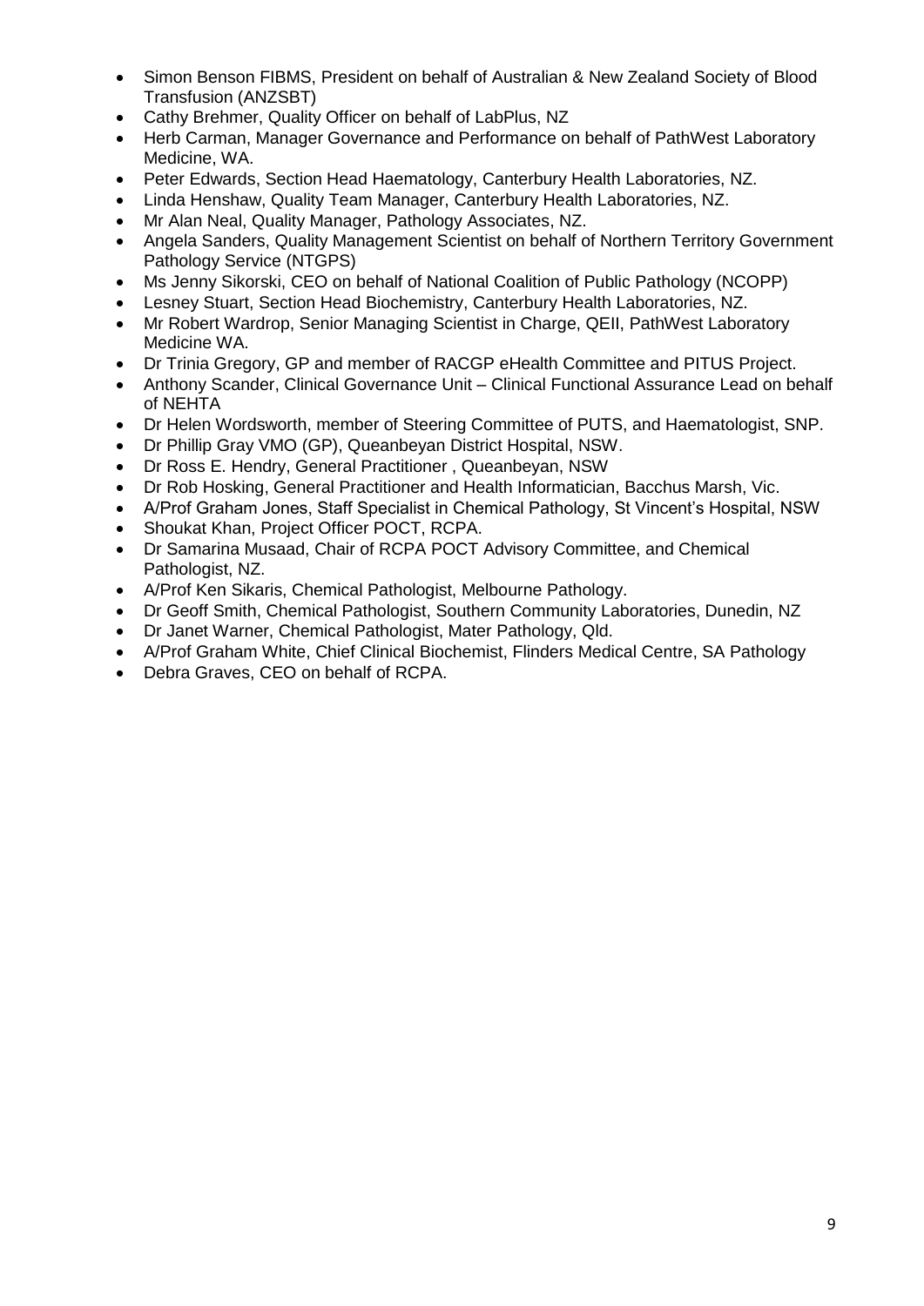- Simon Benson FIBMS, President on behalf of Australian & New Zealand Society of Blood Transfusion (ANZSBT)
- Cathy Brehmer, Quality Officer on behalf of LabPlus, NZ
- Herb Carman, Manager Governance and Performance on behalf of PathWest Laboratory Medicine, WA.
- Peter Edwards, Section Head Haematology, Canterbury Health Laboratories, NZ.
- Linda Henshaw, Quality Team Manager, Canterbury Health Laboratories, NZ.
- Mr Alan Neal, Quality Manager, Pathology Associates, NZ.
- Angela Sanders, Quality Management Scientist on behalf of Northern Territory Government Pathology Service (NTGPS)
- Ms Jenny Sikorski, CEO on behalf of National Coalition of Public Pathology (NCOPP)
- Lesney Stuart, Section Head Biochemistry, Canterbury Health Laboratories, NZ.
- Mr Robert Wardrop, Senior Managing Scientist in Charge, QEII, PathWest Laboratory Medicine WA.
- Dr Trinia Gregory, GP and member of RACGP eHealth Committee and PITUS Project.
- Anthony Scander, Clinical Governance Unit – Clinical Functional Assurance Lead on behalf of NEHTA
- Dr Helen Wordsworth, member of Steering Committee of PUTS, and Haematologist, SNP.
- Dr Phillip Gray VMO (GP), Queanbeyan District Hospital, NSW.
- Dr Ross E. Hendry, General Practitioner , Queanbeyan, NSW
- Dr Rob Hosking, General Practitioner and Health Informatician, Bacchus Marsh, Vic.
- A/Prof Graham Jones, Staff Specialist in Chemical Pathology, St Vincent's Hospital, NSW
- Shoukat Khan, Project Officer POCT, RCPA.
- Dr Samarina Musaad, Chair of RCPA POCT Advisory Committee, and Chemical Pathologist, NZ.
- A/Prof Ken Sikaris, Chemical Pathologist, Melbourne Pathology.
- Dr Geoff Smith, Chemical Pathologist, Southern Community Laboratories, Dunedin, NZ
- Dr Janet Warner, Chemical Pathologist, Mater Pathology, Qld.
- A/Prof Graham White, Chief Clinical Biochemist, Flinders Medical Centre, SA Pathology
- Debra Graves, CEO on behalf of RCPA.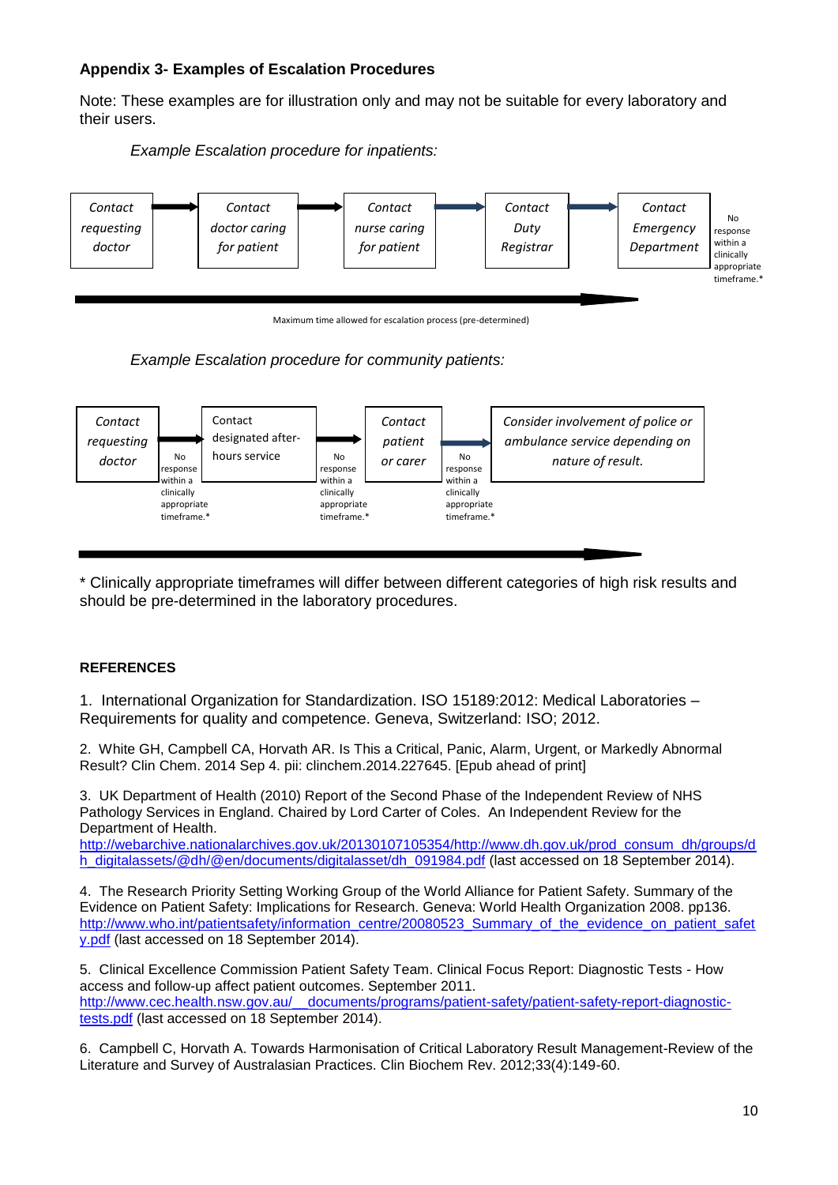**Appendix 3- Examples of Escalation Procedures**

Note: These examples are for illustration only and may not be suitable for every laboratory and their users.

*Example Escalation procedure for inpatients:*

*Contact requesting doctor* → *Contact doctor caring for patient* → *Contact nurse caring for patient* → *Contact Duty Registrar* → *Contact Emergency Department*

No response within a clinically appropriate timeframe.*

Maximum time allowed for escalation process (pre-determined)

*Example Escalation procedure for community patients:*

*Contact requesting doctor* → (No response within a clinically appropriate timeframe.*) → Contact designated after-hours service → (No response within a clinically appropriate timeframe.*) → *Contact patient or carer* → (No response within a clinically appropriate timeframe.*) → *Consider involvement of police or ambulance service depending on nature of result.*

\* Clinically appropriate timeframes will differ between different categories of high risk results and should be pre-determined in the laboratory procedures.

**REFERENCES**

1. International Organization for Standardization. ISO 15189:2012: Medical Laboratories – Requirements for quality and competence. Geneva, Switzerland: ISO; 2012.

2. White GH, Campbell CA, Horvath AR. Is This a Critical, Panic, Alarm, Urgent, or Markedly Abnormal Result? Clin Chem. 2014 Sep 4. pii: clinchem.2014.227645. [Epub ahead of print]

3. UK Department of Health (2010) Report of the Second Phase of the Independent Review of NHS Pathology Services in England. Chaired by Lord Carter of Coles. An Independent Review for the Department of Health. http://webarchive.nationalarchives.gov.uk/20130107105354/http://www.dh.gov.uk/prod_consum_dh/groups/dh_digitalassets/@dh/@en/documents/digitalasset/dh_091984.pdf (last accessed on 18 September 2014).

4. The Research Priority Setting Working Group of the World Alliance for Patient Safety. Summary of the Evidence on Patient Safety: Implications for Research. Geneva: World Health Organization 2008. pp136. http://www.who.int/patientsafety/information_centre/20080523_Summary_of_the_evidence_on_patient_safety.pdf (last accessed on 18 September 2014).

5. Clinical Excellence Commission Patient Safety Team. Clinical Focus Report: Diagnostic Tests - How access and follow-up affect patient outcomes. September 2011. http://www.cec.health.nsw.gov.au/__documents/programs/patient-safety/patient-safety-report-diagnostic-tests.pdf (last accessed on 18 September 2014).

6. Campbell C, Horvath A. Towards Harmonisation of Critical Laboratory Result Management-Review of the Literature and Survey of Australasian Practices. Clin Biochem Rev. 2012;33(4):149-60.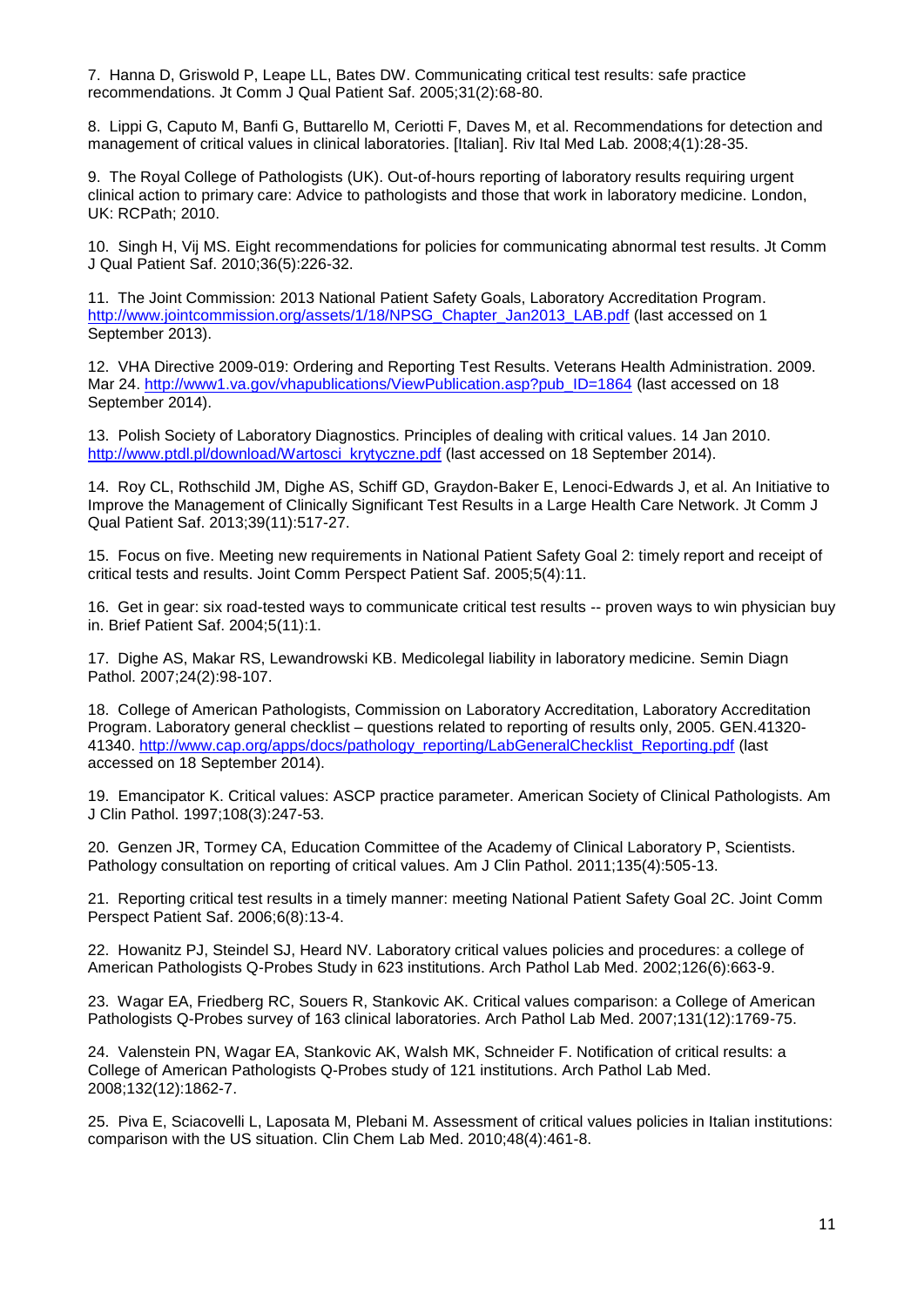7. Hanna D, Griswold P, Leape LL, Bates DW. Communicating critical test results: safe practice recommendations. Jt Comm J Qual Patient Saf. 2005;31(2):68-80.

8. Lippi G, Caputo M, Banfi G, Buttarello M, Ceriotti F, Daves M, et al. Recommendations for detection and management of critical values in clinical laboratories. [Italian]. Riv Ital Med Lab. 2008;4(1):28-35.

9. The Royal College of Pathologists (UK). Out-of-hours reporting of laboratory results requiring urgent clinical action to primary care: Advice to pathologists and those that work in laboratory medicine. London, UK: RCPath; 2010.

10. Singh H, Vij MS. Eight recommendations for policies for communicating abnormal test results. Jt Comm J Qual Patient Saf. 2010;36(5):226-32.

11. The Joint Commission: 2013 National Patient Safety Goals, Laboratory Accreditation Program. http://www.jointcommission.org/assets/1/18/NPSG_Chapter_Jan2013_LAB.pdf (last accessed on 1 September 2013).

12. VHA Directive 2009-019: Ordering and Reporting Test Results. Veterans Health Administration. 2009. Mar 24. http://www1.va.gov/vhapublications/ViewPublication.asp?pub_ID=1864 (last accessed on 18 September 2014).

13. Polish Society of Laboratory Diagnostics. Principles of dealing with critical values. 14 Jan 2010. http://www.ptdl.pl/download/Wartosci_krytyczne.pdf (last accessed on 18 September 2014).

14. Roy CL, Rothschild JM, Dighe AS, Schiff GD, Graydon-Baker E, Lenoci-Edwards J, et al. An Initiative to Improve the Management of Clinically Significant Test Results in a Large Health Care Network. Jt Comm J Qual Patient Saf. 2013;39(11):517-27.

15. Focus on five. Meeting new requirements in National Patient Safety Goal 2: timely report and receipt of critical tests and results. Joint Comm Perspect Patient Saf. 2005;5(4):11.

16. Get in gear: six road-tested ways to communicate critical test results -- proven ways to win physician buy in. Brief Patient Saf. 2004;5(11):1.

17. Dighe AS, Makar RS, Lewandrowski KB. Medicolegal liability in laboratory medicine. Semin Diagn Pathol. 2007;24(2):98-107.

18. College of American Pathologists, Commission on Laboratory Accreditation, Laboratory Accreditation Program. Laboratory general checklist – questions related to reporting of results only, 2005. GEN.41320-41340. http://www.cap.org/apps/docs/pathology_reporting/LabGeneralChecklist_Reporting.pdf (last accessed on 18 September 2014).

19. Emancipator K. Critical values: ASCP practice parameter. American Society of Clinical Pathologists. Am J Clin Pathol. 1997;108(3):247-53.

20. Genzen JR, Tormey CA, Education Committee of the Academy of Clinical Laboratory P, Scientists. Pathology consultation on reporting of critical values. Am J Clin Pathol. 2011;135(4):505-13.

21. Reporting critical test results in a timely manner: meeting National Patient Safety Goal 2C. Joint Comm Perspect Patient Saf. 2006;6(8):13-4.

22. Howanitz PJ, Steindel SJ, Heard NV. Laboratory critical values policies and procedures: a college of American Pathologists Q-Probes Study in 623 institutions. Arch Pathol Lab Med. 2002;126(6):663-9.

23. Wagar EA, Friedberg RC, Souers R, Stankovic AK. Critical values comparison: a College of American Pathologists Q-Probes survey of 163 clinical laboratories. Arch Pathol Lab Med. 2007;131(12):1769-75.

24. Valenstein PN, Wagar EA, Stankovic AK, Walsh MK, Schneider F. Notification of critical results: a College of American Pathologists Q-Probes study of 121 institutions. Arch Pathol Lab Med. 2008;132(12):1862-7.

25. Piva E, Sciacovelli L, Laposata M, Plebani M. Assessment of critical values policies in Italian institutions: comparison with the US situation. Clin Chem Lab Med. 2010;48(4):461-8.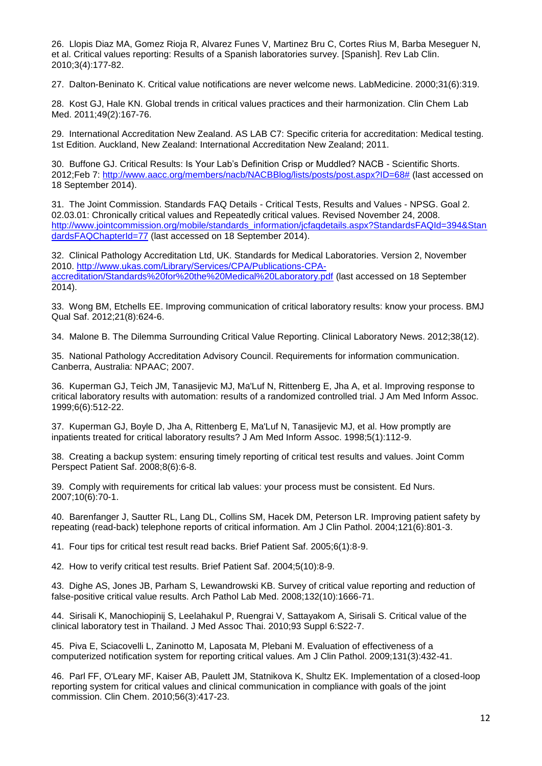26. Llopis Diaz MA, Gomez Rioja R, Alvarez Funes V, Martinez Bru C, Cortes Rius M, Barba Meseguer N, et al. Critical values reporting: Results of a Spanish laboratories survey. [Spanish]. Rev Lab Clin. 2010;3(4):177-82.

27. Dalton-Beninato K. Critical value notifications are never welcome news. LabMedicine. 2000;31(6):319.

28. Kost GJ, Hale KN. Global trends in critical values practices and their harmonization. Clin Chem Lab Med. 2011;49(2):167-76.

29. International Accreditation New Zealand. AS LAB C7: Specific criteria for accreditation: Medical testing. 1st Edition. Auckland, New Zealand: International Accreditation New Zealand; 2011.

30. Buffone GJ. Critical Results: Is Your Lab's Definition Crisp or Muddled? NACB - Scientific Shorts. 2012;Feb 7: http://www.aacc.org/members/nacb/NACBBlog/lists/posts/post.aspx?ID=68# (last accessed on 18 September 2014).

31. The Joint Commission. Standards FAQ Details - Critical Tests, Results and Values - NPSG. Goal 2. 02.03.01: Chronically critical values and Repeatedly critical values. Revised November 24, 2008. http://www.jointcommission.org/mobile/standards_information/jcfaqdetails.aspx?StandardsFAQId=394&StandardsFAQChapterId=77 (last accessed on 18 September 2014).

32. Clinical Pathology Accreditation Ltd, UK. Standards for Medical Laboratories. Version 2, November 2010. http://www.ukas.com/Library/Services/CPA/Publications-CPA-accreditation/Standards%20for%20the%20Medical%20Laboratory.pdf (last accessed on 18 September 2014).

33. Wong BM, Etchells EE. Improving communication of critical laboratory results: know your process. BMJ Qual Saf. 2012;21(8):624-6.

34. Malone B. The Dilemma Surrounding Critical Value Reporting. Clinical Laboratory News. 2012;38(12).

35. National Pathology Accreditation Advisory Council. Requirements for information communication. Canberra, Australia: NPAAC; 2007.

36. Kuperman GJ, Teich JM, Tanasijevic MJ, Ma'Luf N, Rittenberg E, Jha A, et al. Improving response to critical laboratory results with automation: results of a randomized controlled trial. J Am Med Inform Assoc. 1999;6(6):512-22.

37. Kuperman GJ, Boyle D, Jha A, Rittenberg E, Ma'Luf N, Tanasijevic MJ, et al. How promptly are inpatients treated for critical laboratory results? J Am Med Inform Assoc. 1998;5(1):112-9.

38. Creating a backup system: ensuring timely reporting of critical test results and values. Joint Comm Perspect Patient Saf. 2008;8(6):6-8.

39. Comply with requirements for critical lab values: your process must be consistent. Ed Nurs. 2007;10(6):70-1.

40. Barenfanger J, Sautter RL, Lang DL, Collins SM, Hacek DM, Peterson LR. Improving patient safety by repeating (read-back) telephone reports of critical information. Am J Clin Pathol. 2004;121(6):801-3.

41. Four tips for critical test result read backs. Brief Patient Saf. 2005;6(1):8-9.

42. How to verify critical test results. Brief Patient Saf. 2004;5(10):8-9.

43. Dighe AS, Jones JB, Parham S, Lewandrowski KB. Survey of critical value reporting and reduction of false-positive critical value results. Arch Pathol Lab Med. 2008;132(10):1666-71.

44. Sirisali K, Manochiopinij S, Leelahakul P, Ruengrai V, Sattayakom A, Sirisali S. Critical value of the clinical laboratory test in Thailand. J Med Assoc Thai. 2010;93 Suppl 6:S22-7.

45. Piva E, Sciacovelli L, Zaninotto M, Laposata M, Plebani M. Evaluation of effectiveness of a computerized notification system for reporting critical values. Am J Clin Pathol. 2009;131(3):432-41.

46. Parl FF, O'Leary MF, Kaiser AB, Paulett JM, Statnikova K, Shultz EK. Implementation of a closed-loop reporting system for critical values and clinical communication in compliance with goals of the joint commission. Clin Chem. 2010;56(3):417-23.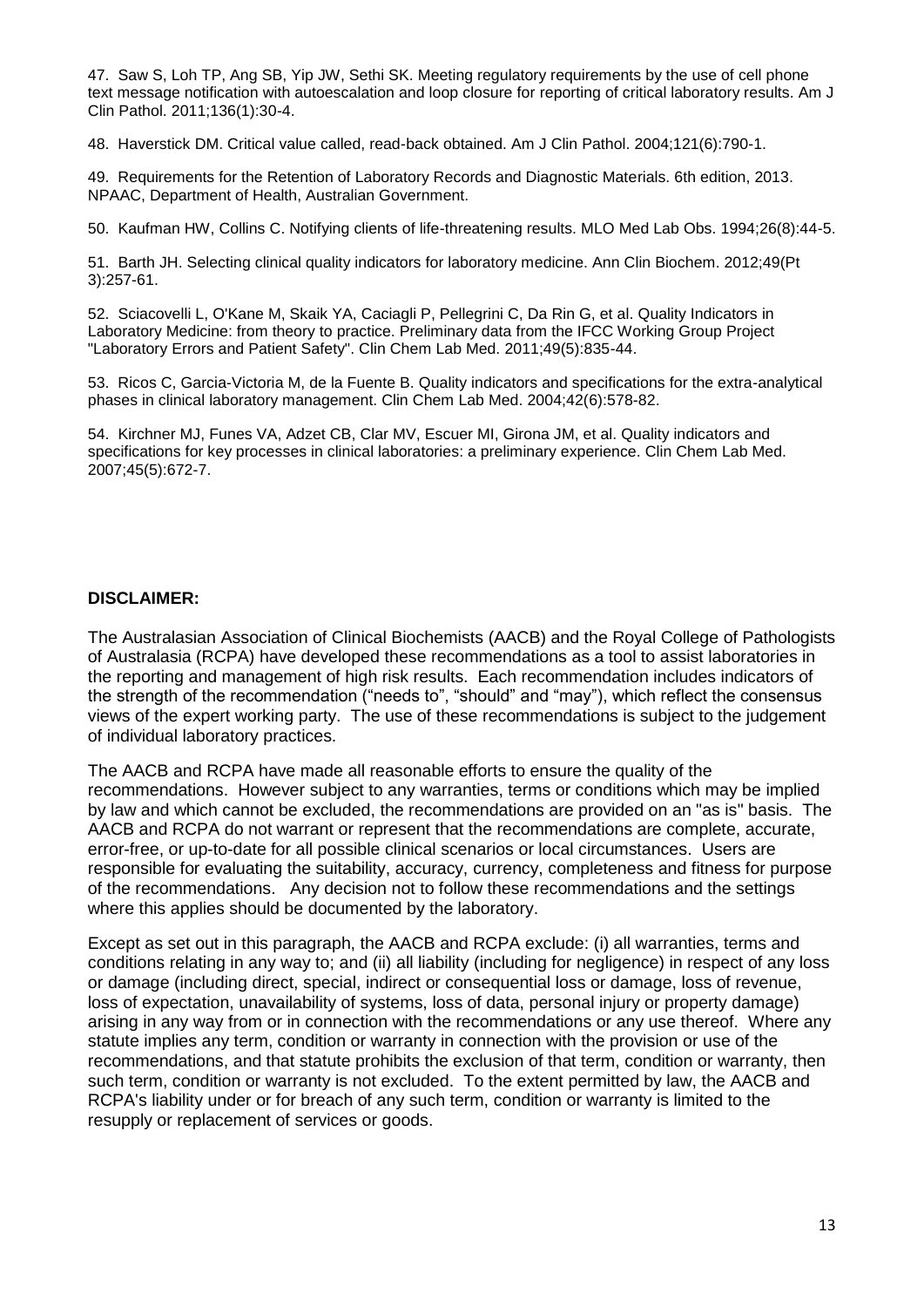47. Saw S, Loh TP, Ang SB, Yip JW, Sethi SK. Meeting regulatory requirements by the use of cell phone text message notification with autoescalation and loop closure for reporting of critical laboratory results. Am J Clin Pathol. 2011;136(1):30-4.

48. Haverstick DM. Critical value called, read-back obtained. Am J Clin Pathol. 2004;121(6):790-1.

49. Requirements for the Retention of Laboratory Records and Diagnostic Materials. 6th edition, 2013. NPAAC, Department of Health, Australian Government.

50. Kaufman HW, Collins C. Notifying clients of life-threatening results. MLO Med Lab Obs. 1994;26(8):44-5.

51. Barth JH. Selecting clinical quality indicators for laboratory medicine. Ann Clin Biochem. 2012;49(Pt 3):257-61.

52. Sciacovelli L, O'Kane M, Skaik YA, Caciagli P, Pellegrini C, Da Rin G, et al. Quality Indicators in Laboratory Medicine: from theory to practice. Preliminary data from the IFCC Working Group Project "Laboratory Errors and Patient Safety". Clin Chem Lab Med. 2011;49(5):835-44.

53. Ricos C, Garcia-Victoria M, de la Fuente B. Quality indicators and specifications for the extra-analytical phases in clinical laboratory management. Clin Chem Lab Med. 2004;42(6):578-82.

54. Kirchner MJ, Funes VA, Adzet CB, Clar MV, Escuer MI, Girona JM, et al. Quality indicators and specifications for key processes in clinical laboratories: a preliminary experience. Clin Chem Lab Med. 2007;45(5):672-7.

**DISCLAIMER:**

The Australasian Association of Clinical Biochemists (AACB) and the Royal College of Pathologists of Australasia (RCPA) have developed these recommendations as a tool to assist laboratories in the reporting and management of high risk results. Each recommendation includes indicators of the strength of the recommendation ("needs to", "should" and "may"), which reflect the consensus views of the expert working party. The use of these recommendations is subject to the judgement of individual laboratory practices.

The AACB and RCPA have made all reasonable efforts to ensure the quality of the recommendations. However subject to any warranties, terms or conditions which may be implied by law and which cannot be excluded, the recommendations are provided on an "as is" basis. The AACB and RCPA do not warrant or represent that the recommendations are complete, accurate, error-free, or up-to-date for all possible clinical scenarios or local circumstances. Users are responsible for evaluating the suitability, accuracy, currency, completeness and fitness for purpose of the recommendations. Any decision not to follow these recommendations and the settings where this applies should be documented by the laboratory.

Except as set out in this paragraph, the AACB and RCPA exclude: (i) all warranties, terms and conditions relating in any way to; and (ii) all liability (including for negligence) in respect of any loss or damage (including direct, special, indirect or consequential loss or damage, loss of revenue, loss of expectation, unavailability of systems, loss of data, personal injury or property damage) arising in any way from or in connection with the recommendations or any use thereof. Where any statute implies any term, condition or warranty in connection with the provision or use of the recommendations, and that statute prohibits the exclusion of that term, condition or warranty, then such term, condition or warranty is not excluded. To the extent permitted by law, the AACB and RCPA's liability under or for breach of any such term, condition or warranty is limited to the resupply or replacement of services or goods.